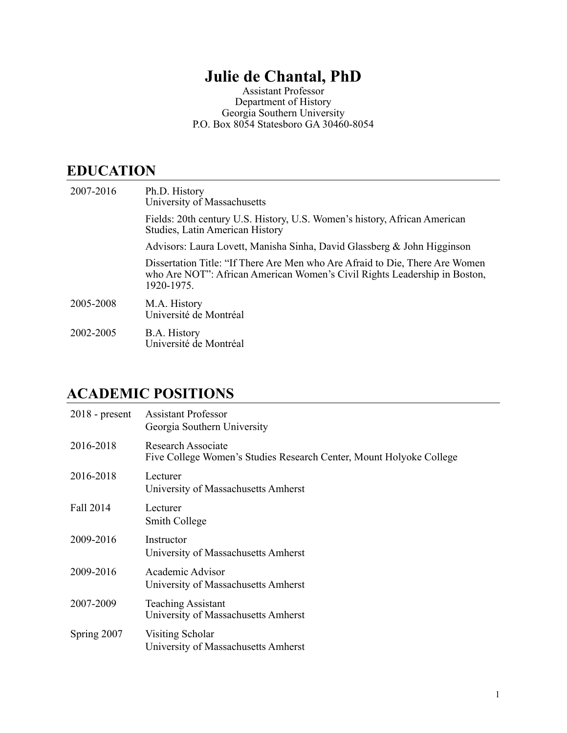# Julie de Chantal, PhD

Assistant Professor
Department of History
Georgia Southern University
P.O. Box 8054 Statesboro GA 30460-8054

## EDUCATION

2007-2016 Ph.D. History
University of Massachusetts

Fields: 20th century U.S. History, U.S. Women's history, African American Studies, Latin American History

Advisors: Laura Lovett, Manisha Sinha, David Glassberg & John Higginson

Dissertation Title: "If There Are Men who Are Afraid to Die, There Are Women who Are NOT": African American Women's Civil Rights Leadership in Boston, 1920-1975.

2005-2008 M.A. History
Université de Montréal

2002-2005 B.A. History
Université de Montréal

## ACADEMIC POSITIONS

2018 - present Assistant Professor
Georgia Southern University

2016-2018 Research Associate
Five College Women's Studies Research Center, Mount Holyoke College

2016-2018 Lecturer
University of Massachusetts Amherst

Fall 2014 Lecturer
Smith College

2009-2016 Instructor
University of Massachusetts Amherst

2009-2016 Academic Advisor
University of Massachusetts Amherst

2007-2009 Teaching Assistant
University of Massachusetts Amherst

Spring 2007 Visiting Scholar
University of Massachusetts Amherst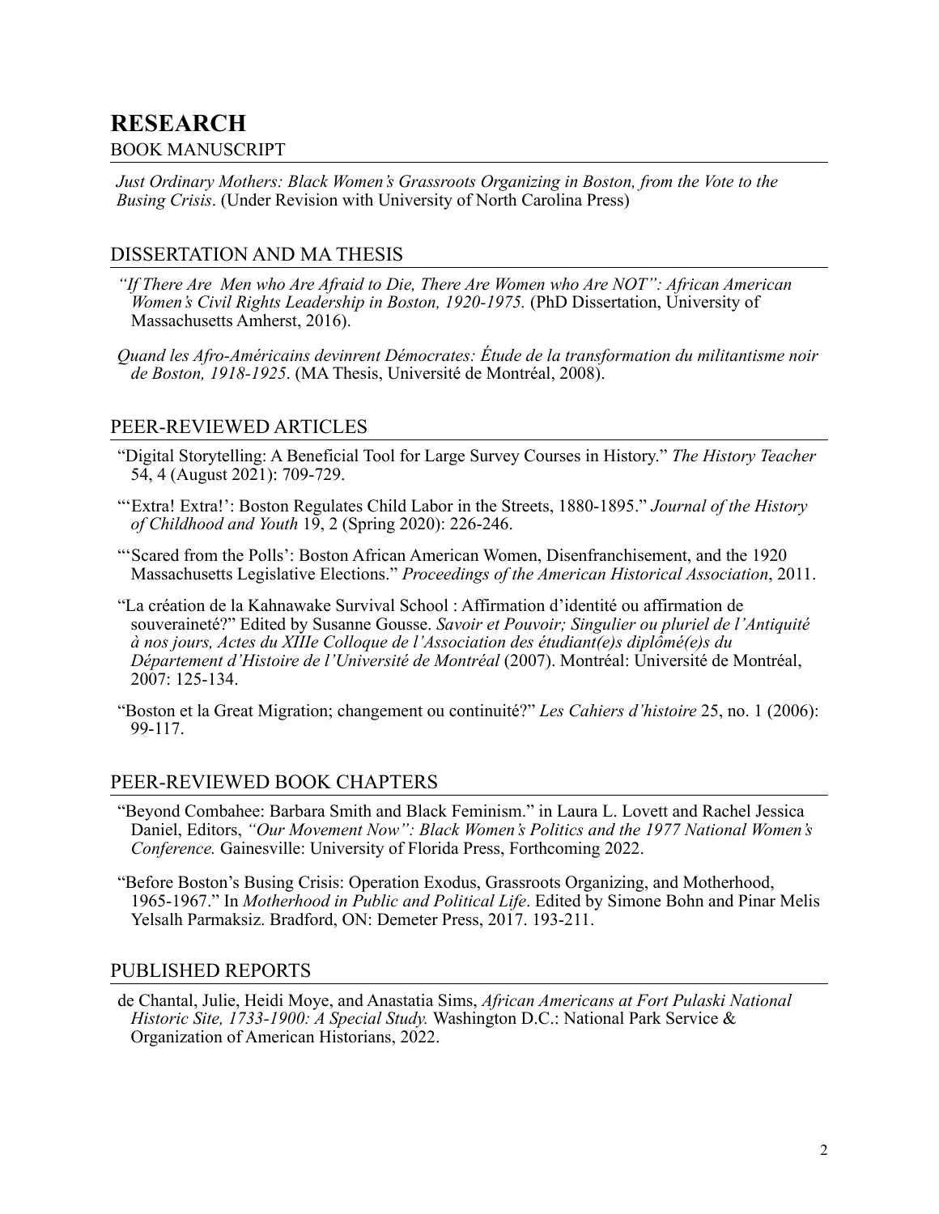# RESEARCH

## BOOK MANUSCRIPT

*Just Ordinary Mothers: Black Women's Grassroots Organizing in Boston, from the Vote to the Busing Crisis*. (Under Revision with University of North Carolina Press)

## DISSERTATION AND MA THESIS

*"If There Are Men who Are Afraid to Die, There Are Women who Are NOT": African American Women's Civil Rights Leadership in Boston, 1920-1975.* (PhD Dissertation, University of Massachusetts Amherst, 2016).

*Quand les Afro-Américains devinrent Démocrates: Étude de la transformation du militantisme noir de Boston, 1918-1925*. (MA Thesis, Université de Montréal, 2008).

## PEER-REVIEWED ARTICLES

"Digital Storytelling: A Beneficial Tool for Large Survey Courses in History." *The History Teacher* 54, 4 (August 2021): 709-729.

"'Extra! Extra!': Boston Regulates Child Labor in the Streets, 1880-1895." *Journal of the History of Childhood and Youth* 19, 2 (Spring 2020): 226-246.

"'Scared from the Polls': Boston African American Women, Disenfranchisement, and the 1920 Massachusetts Legislative Elections." *Proceedings of the American Historical Association*, 2011.

"La création de la Kahnawake Survival School : Affirmation d'identité ou affirmation de souveraineté?" Edited by Susanne Gousse. *Savoir et Pouvoir; Singulier ou pluriel de l'Antiquité à nos jours, Actes du XIIIe Colloque de l'Association des étudiant(e)s diplômé(e)s du Département d'Histoire de l'Université de Montréal* (2007). Montréal: Université de Montréal, 2007: 125-134.

"Boston et la Great Migration; changement ou continuité?" *Les Cahiers d'histoire* 25, no. 1 (2006): 99-117.

## PEER-REVIEWED BOOK CHAPTERS

"Beyond Combahee: Barbara Smith and Black Feminism." in Laura L. Lovett and Rachel Jessica Daniel, Editors, *"Our Movement Now": Black Women's Politics and the 1977 National Women's Conference.* Gainesville: University of Florida Press, Forthcoming 2022.

"Before Boston's Busing Crisis: Operation Exodus, Grassroots Organizing, and Motherhood, 1965-1967." In *Motherhood in Public and Political Life*. Edited by Simone Bohn and Pinar Melis Yelsalh Parmaksiz. Bradford, ON: Demeter Press, 2017. 193-211.

## PUBLISHED REPORTS

de Chantal, Julie, Heidi Moye, and Anastatia Sims, *African Americans at Fort Pulaski National Historic Site, 1733-1900: A Special Study.* Washington D.C.: National Park Service & Organization of American Historians, 2022.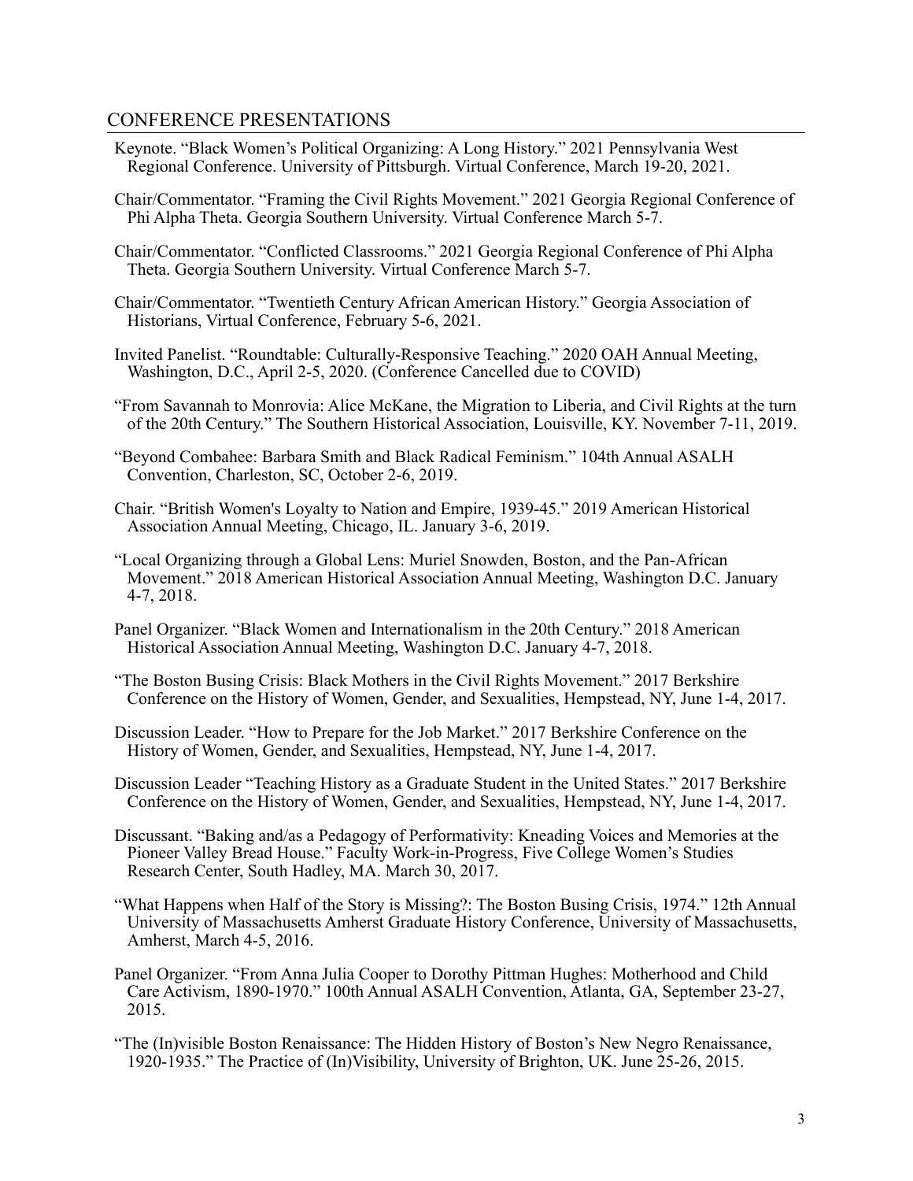## CONFERENCE PRESENTATIONS

Keynote. “Black Women’s Political Organizing: A Long History.” 2021 Pennsylvania West Regional Conference. University of Pittsburgh. Virtual Conference, March 19-20, 2021.

Chair/Commentator. “Framing the Civil Rights Movement.” 2021 Georgia Regional Conference of Phi Alpha Theta. Georgia Southern University. Virtual Conference March 5-7.

Chair/Commentator. “Conflicted Classrooms.” 2021 Georgia Regional Conference of Phi Alpha Theta. Georgia Southern University. Virtual Conference March 5-7.

Chair/Commentator. “Twentieth Century African American History.” Georgia Association of Historians, Virtual Conference, February 5-6, 2021.

Invited Panelist. “Roundtable: Culturally-Responsive Teaching.” 2020 OAH Annual Meeting, Washington, D.C., April 2-5, 2020. (Conference Cancelled due to COVID)

“From Savannah to Monrovia: Alice McKane, the Migration to Liberia, and Civil Rights at the turn of the 20th Century.” The Southern Historical Association, Louisville, KY. November 7-11, 2019.

“Beyond Combahee: Barbara Smith and Black Radical Feminism.” 104th Annual ASALH Convention, Charleston, SC, October 2-6, 2019.

Chair. “British Women's Loyalty to Nation and Empire, 1939-45.” 2019 American Historical Association Annual Meeting, Chicago, IL. January 3-6, 2019.

“Local Organizing through a Global Lens: Muriel Snowden, Boston, and the Pan-African Movement.” 2018 American Historical Association Annual Meeting, Washington D.C. January 4-7, 2018.

Panel Organizer. “Black Women and Internationalism in the 20th Century.” 2018 American Historical Association Annual Meeting, Washington D.C. January 4-7, 2018.

“The Boston Busing Crisis: Black Mothers in the Civil Rights Movement.” 2017 Berkshire Conference on the History of Women, Gender, and Sexualities, Hempstead, NY, June 1-4, 2017.

Discussion Leader. “How to Prepare for the Job Market.” 2017 Berkshire Conference on the History of Women, Gender, and Sexualities, Hempstead, NY, June 1-4, 2017.

Discussion Leader “Teaching History as a Graduate Student in the United States.” 2017 Berkshire Conference on the History of Women, Gender, and Sexualities, Hempstead, NY, June 1-4, 2017.

Discussant. “Baking and/as a Pedagogy of Performativity: Kneading Voices and Memories at the Pioneer Valley Bread House.” Faculty Work-in-Progress, Five College Women’s Studies Research Center, South Hadley, MA. March 30, 2017.

“What Happens when Half of the Story is Missing?: The Boston Busing Crisis, 1974.” 12th Annual University of Massachusetts Amherst Graduate History Conference, University of Massachusetts, Amherst, March 4-5, 2016.

Panel Organizer. “From Anna Julia Cooper to Dorothy Pittman Hughes: Motherhood and Child Care Activism, 1890-1970.” 100th Annual ASALH Convention, Atlanta, GA, September 23-27, 2015.

“The (In)visible Boston Renaissance: The Hidden History of Boston’s New Negro Renaissance, 1920-1935.” The Practice of (In)Visibility, University of Brighton, UK. June 25-26, 2015.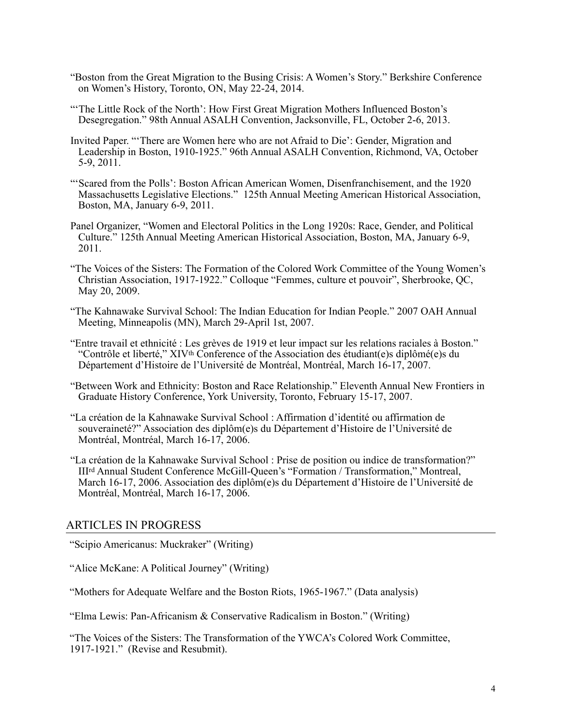"Boston from the Great Migration to the Busing Crisis: A Women's Story." Berkshire Conference on Women's History, Toronto, ON, May 22-24, 2014.

"'The Little Rock of the North': How First Great Migration Mothers Influenced Boston's Desegregation." 98th Annual ASALH Convention, Jacksonville, FL, October 2-6, 2013.

Invited Paper. "'There are Women here who are not Afraid to Die': Gender, Migration and Leadership in Boston, 1910-1925." 96th Annual ASALH Convention, Richmond, VA, October 5-9, 2011.

"'Scared from the Polls': Boston African American Women, Disenfranchisement, and the 1920 Massachusetts Legislative Elections." 125th Annual Meeting American Historical Association, Boston, MA, January 6-9, 2011.

Panel Organizer, "Women and Electoral Politics in the Long 1920s: Race, Gender, and Political Culture." 125th Annual Meeting American Historical Association, Boston, MA, January 6-9, 2011.

"The Voices of the Sisters: The Formation of the Colored Work Committee of the Young Women's Christian Association, 1917-1922." Colloque "Femmes, culture et pouvoir", Sherbrooke, QC, May 20, 2009.

"The Kahnawake Survival School: The Indian Education for Indian People." 2007 OAH Annual Meeting, Minneapolis (MN), March 29-April 1st, 2007.

"Entre travail et ethnicité : Les grèves de 1919 et leur impact sur les relations raciales à Boston." "Contrôle et liberté," XIVth Conference of the Association des étudiant(e)s diplômé(e)s du Département d'Histoire de l'Université de Montréal, Montréal, March 16-17, 2007.

"Between Work and Ethnicity: Boston and Race Relationship." Eleventh Annual New Frontiers in Graduate History Conference, York University, Toronto, February 15-17, 2007.

"La création de la Kahnawake Survival School : Affirmation d'identité ou affirmation de souveraineté?" Association des diplôm(e)s du Département d'Histoire de l'Université de Montréal, Montréal, March 16-17, 2006.

"La création de la Kahnawake Survival School : Prise de position ou indice de transformation?" IIIrd Annual Student Conference McGill-Queen's "Formation / Transformation," Montreal, March 16-17, 2006. Association des diplôm(e)s du Département d'Histoire de l'Université de Montréal, Montréal, March 16-17, 2006.

## ARTICLES IN PROGRESS

"Scipio Americanus: Muckraker" (Writing)

"Alice McKane: A Political Journey" (Writing)

"Mothers for Adequate Welfare and the Boston Riots, 1965-1967." (Data analysis)

"Elma Lewis: Pan-Africanism & Conservative Radicalism in Boston." (Writing)

"The Voices of the Sisters: The Transformation of the YWCA's Colored Work Committee, 1917-1921." (Revise and Resubmit).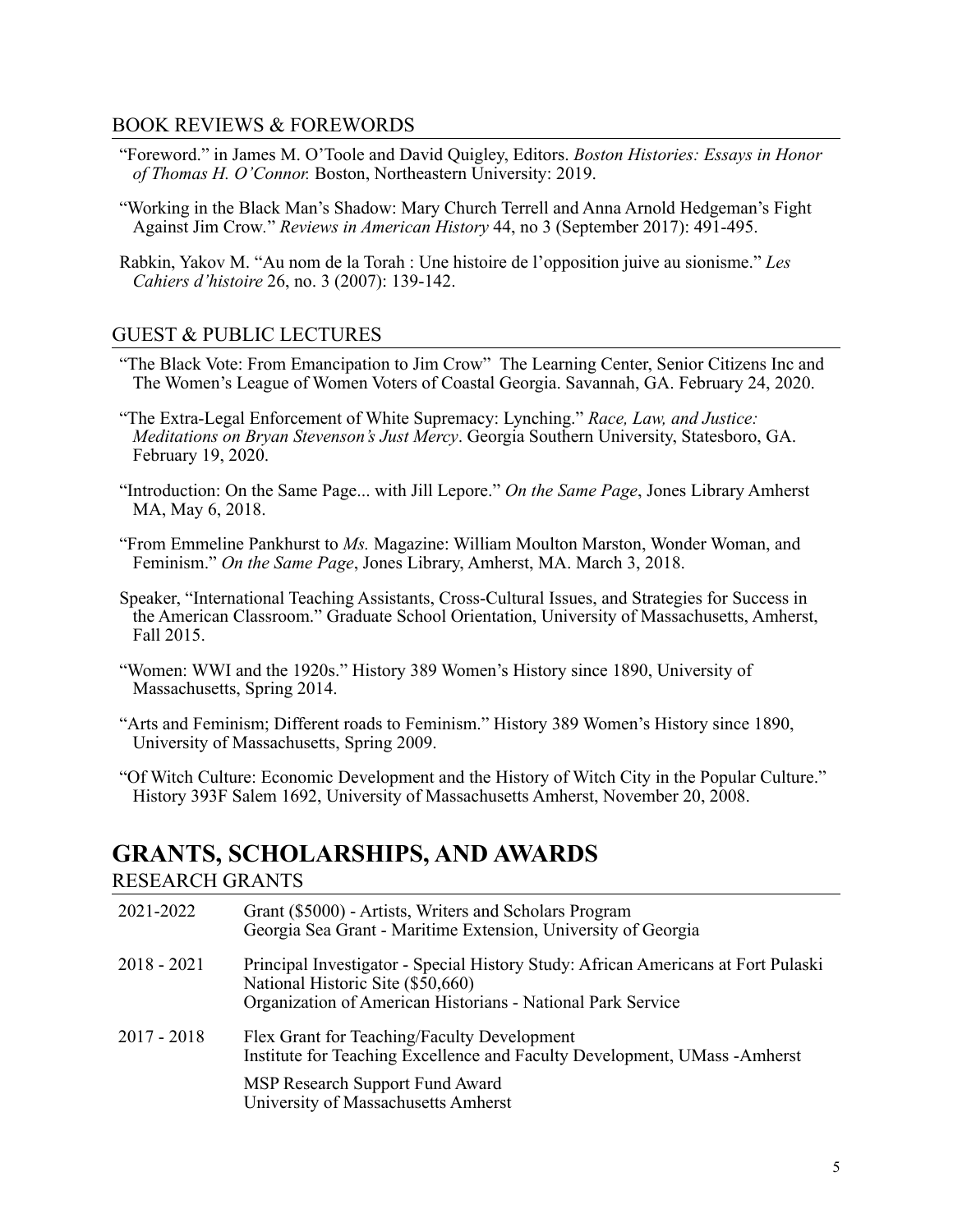### BOOK REVIEWS & FOREWORDS

"Foreword." in James M. O'Toole and David Quigley, Editors. *Boston Histories: Essays in Honor of Thomas H. O'Connor.* Boston, Northeastern University: 2019.

"Working in the Black Man's Shadow: Mary Church Terrell and Anna Arnold Hedgeman's Fight Against Jim Crow." *Reviews in American History* 44, no 3 (September 2017): 491-495.

Rabkin, Yakov M. "Au nom de la Torah : Une histoire de l'opposition juive au sionisme." *Les Cahiers d'histoire* 26, no. 3 (2007): 139-142.

### GUEST & PUBLIC LECTURES

"The Black Vote: From Emancipation to Jim Crow" The Learning Center, Senior Citizens Inc and The Women's League of Women Voters of Coastal Georgia. Savannah, GA. February 24, 2020.

"The Extra-Legal Enforcement of White Supremacy: Lynching." *Race, Law, and Justice: Meditations on Bryan Stevenson's Just Mercy*. Georgia Southern University, Statesboro, GA. February 19, 2020.

"Introduction: On the Same Page... with Jill Lepore." *On the Same Page*, Jones Library Amherst MA, May 6, 2018.

"From Emmeline Pankhurst to *Ms.* Magazine: William Moulton Marston, Wonder Woman, and Feminism." *On the Same Page*, Jones Library, Amherst, MA. March 3, 2018.

Speaker, "International Teaching Assistants, Cross-Cultural Issues, and Strategies for Success in the American Classroom." Graduate School Orientation, University of Massachusetts, Amherst, Fall 2015.

"Women: WWI and the 1920s." History 389 Women's History since 1890, University of Massachusetts, Spring 2014.

"Arts and Feminism; Different roads to Feminism." History 389 Women's History since 1890, University of Massachusetts, Spring 2009.

"Of Witch Culture: Economic Development and the History of Witch City in the Popular Culture." History 393F Salem 1692, University of Massachusetts Amherst, November 20, 2008.

## GRANTS, SCHOLARSHIPS, AND AWARDS

### RESEARCH GRANTS

| | |
|---|---|
| 2021-2022 | Grant ($5000) - Artists, Writers and Scholars Program<br>Georgia Sea Grant - Maritime Extension, University of Georgia |
| 2018 - 2021 | Principal Investigator - Special History Study: African Americans at Fort Pulaski National Historic Site ($50,660)<br>Organization of American Historians - National Park Service |
| 2017 - 2018 | Flex Grant for Teaching/Faculty Development<br>Institute for Teaching Excellence and Faculty Development, UMass -Amherst |
| | MSP Research Support Fund Award<br>University of Massachusetts Amherst |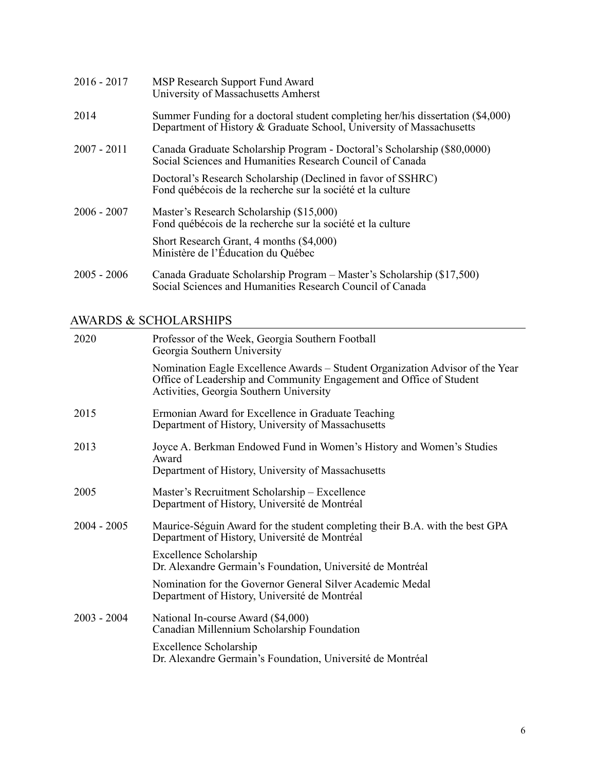| | |
|---|---|
| 2016 - 2017 | MSP Research Support Fund Award<br>University of Massachusetts Amherst |
| 2014 | Summer Funding for a doctoral student completing her/his dissertation ($4,000)<br>Department of History & Graduate School, University of Massachusetts |
| 2007 - 2011 | Canada Graduate Scholarship Program - Doctoral's Scholarship ($80,0000)<br>Social Sciences and Humanities Research Council of Canada |
| | Doctoral's Research Scholarship (Declined in favor of SSHRC)<br>Fond québécois de la recherche sur la société et la culture |
| 2006 - 2007 | Master's Research Scholarship ($15,000)<br>Fond québécois de la recherche sur la société et la culture |
| | Short Research Grant, 4 months ($4,000)<br>Ministère de l'Éducation du Québec |
| 2005 - 2006 | Canada Graduate Scholarship Program – Master's Scholarship ($17,500)<br>Social Sciences and Humanities Research Council of Canada |

## AWARDS & SCHOLARSHIPS

| | |
|---|---|
| 2020 | Professor of the Week, Georgia Southern Football<br>Georgia Southern University |
| | Nomination Eagle Excellence Awards – Student Organization Advisor of the Year<br>Office of Leadership and Community Engagement and Office of Student Activities, Georgia Southern University |
| 2015 | Ermonian Award for Excellence in Graduate Teaching<br>Department of History, University of Massachusetts |
| 2013 | Joyce A. Berkman Endowed Fund in Women's History and Women's Studies Award<br>Department of History, University of Massachusetts |
| 2005 | Master's Recruitment Scholarship – Excellence<br>Department of History, Université de Montréal |
| 2004 - 2005 | Maurice-Séguin Award for the student completing their B.A. with the best GPA<br>Department of History, Université de Montréal |
| | Excellence Scholarship<br>Dr. Alexandre Germain's Foundation, Université de Montréal |
| | Nomination for the Governor General Silver Academic Medal<br>Department of History, Université de Montréal |
| 2003 - 2004 | National In-course Award ($4,000)<br>Canadian Millennium Scholarship Foundation |
| | Excellence Scholarship<br>Dr. Alexandre Germain's Foundation, Université de Montréal |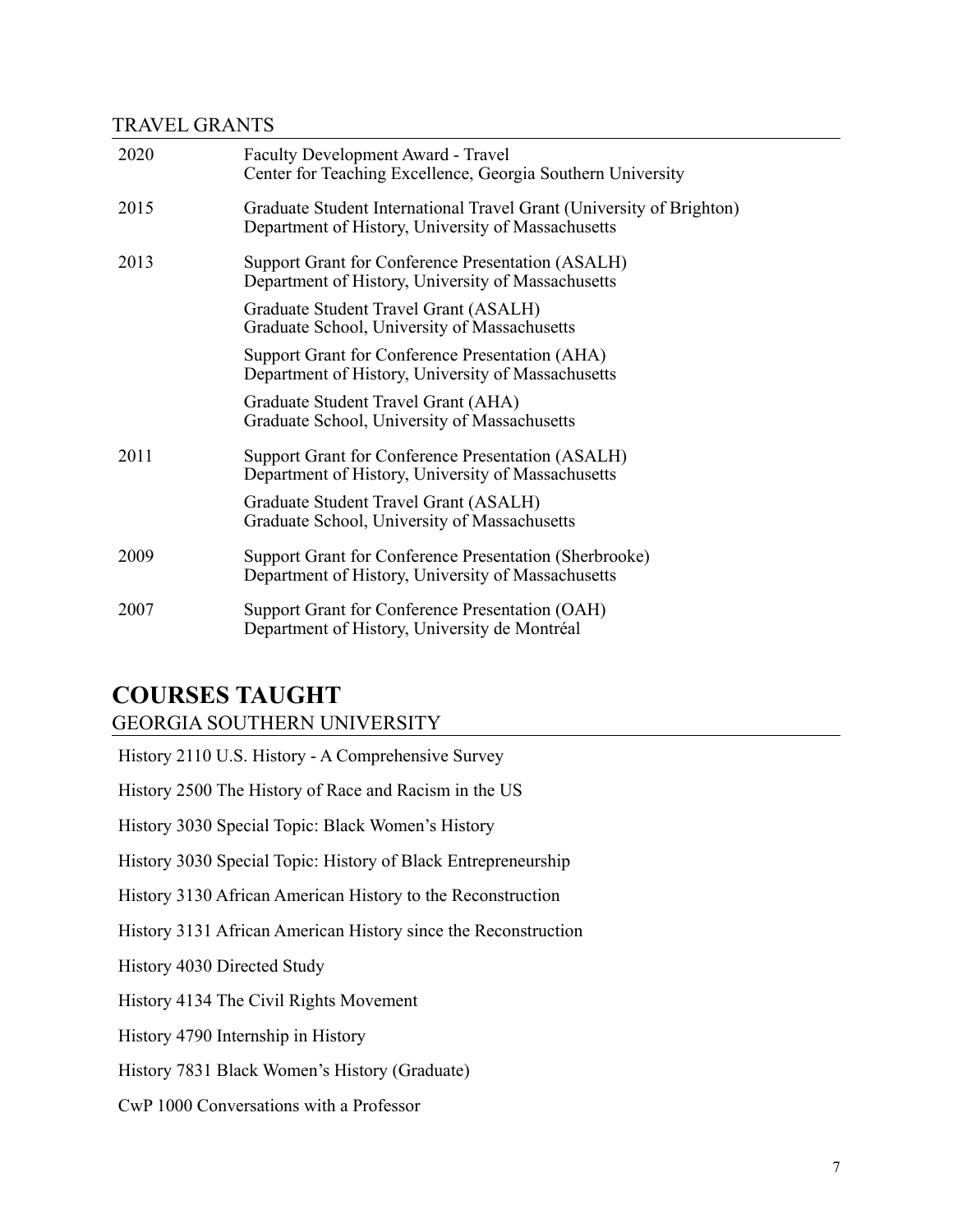### TRAVEL GRANTS

| | |
|---|---|
| 2020 | Faculty Development Award - Travel<br>Center for Teaching Excellence, Georgia Southern University |
| 2015 | Graduate Student International Travel Grant (University of Brighton)<br>Department of History, University of Massachusetts |
| 2013 | Support Grant for Conference Presentation (ASALH)<br>Department of History, University of Massachusetts |
| | Graduate Student Travel Grant (ASALH)<br>Graduate School, University of Massachusetts |
| | Support Grant for Conference Presentation (AHA)<br>Department of History, University of Massachusetts |
| | Graduate Student Travel Grant (AHA)<br>Graduate School, University of Massachusetts |
| 2011 | Support Grant for Conference Presentation (ASALH)<br>Department of History, University of Massachusetts |
| | Graduate Student Travel Grant (ASALH)<br>Graduate School, University of Massachusetts |
| 2009 | Support Grant for Conference Presentation (Sherbrooke)<br>Department of History, University of Massachusetts |
| 2007 | Support Grant for Conference Presentation (OAH)<br>Department of History, University de Montréal |

## COURSES TAUGHT

### GEORGIA SOUTHERN UNIVERSITY

History 2110 U.S. History - A Comprehensive Survey

History 2500 The History of Race and Racism in the US

History 3030 Special Topic: Black Women's History

History 3030 Special Topic: History of Black Entrepreneurship

History 3130 African American History to the Reconstruction

History 3131 African American History since the Reconstruction

History 4030 Directed Study

History 4134 The Civil Rights Movement

History 4790 Internship in History

History 7831 Black Women's History (Graduate)

CwP 1000 Conversations with a Professor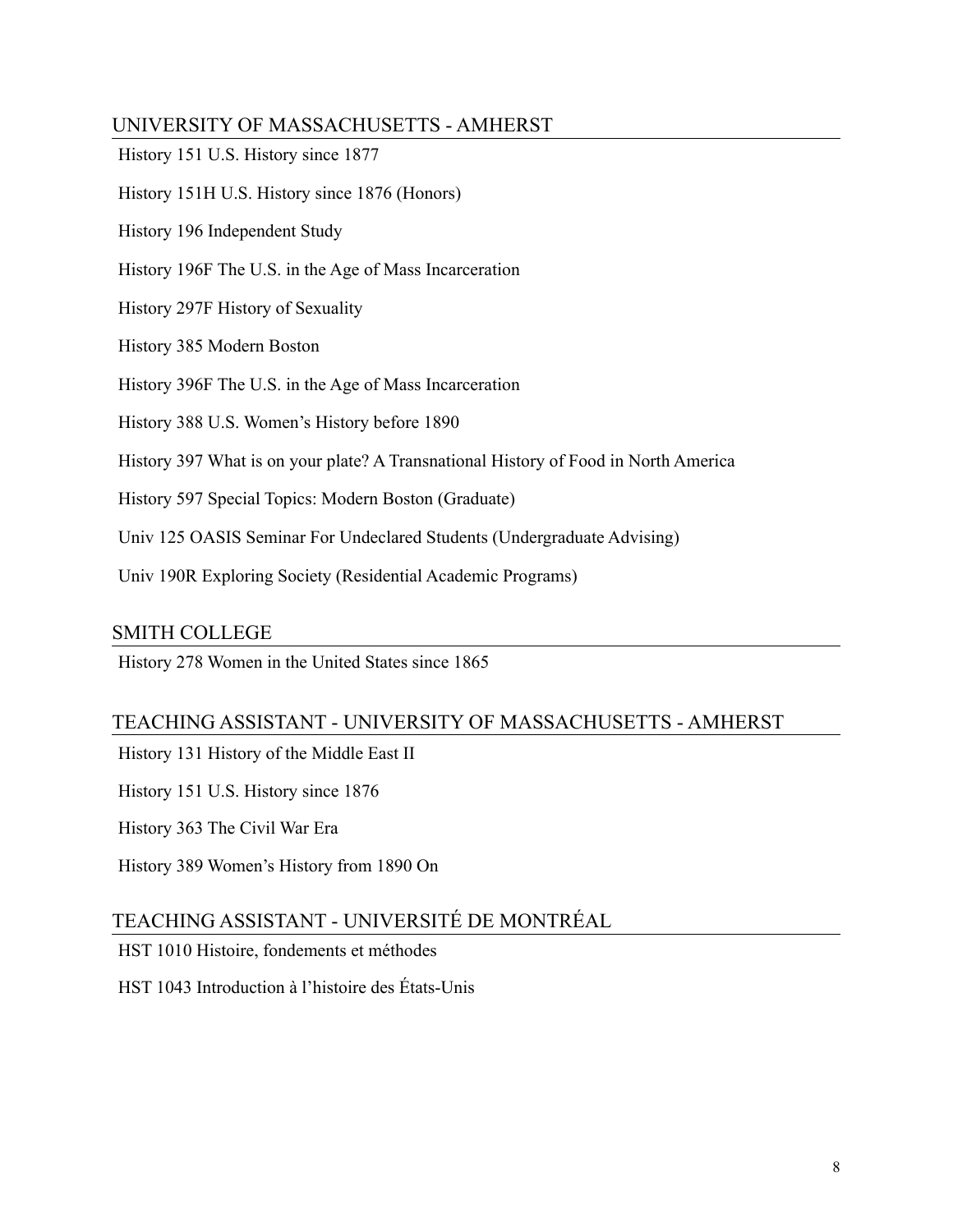## UNIVERSITY OF MASSACHUSETTS - AMHERST

History 151 U.S. History since 1877

History 151H U.S. History since 1876 (Honors)

History 196 Independent Study

History 196F The U.S. in the Age of Mass Incarceration

History 297F History of Sexuality

History 385 Modern Boston

History 396F The U.S. in the Age of Mass Incarceration

History 388 U.S. Women's History before 1890

History 397 What is on your plate? A Transnational History of Food in North America

History 597 Special Topics: Modern Boston (Graduate)

Univ 125 OASIS Seminar For Undeclared Students (Undergraduate Advising)

Univ 190R Exploring Society (Residential Academic Programs)

## SMITH COLLEGE

History 278 Women in the United States since 1865

## TEACHING ASSISTANT - UNIVERSITY OF MASSACHUSETTS - AMHERST

History 131 History of the Middle East II

History 151 U.S. History since 1876

History 363 The Civil War Era

History 389 Women's History from 1890 On

## TEACHING ASSISTANT - UNIVERSITÉ DE MONTRÉAL

HST 1010 Histoire, fondements et méthodes

HST 1043 Introduction à l'histoire des États-Unis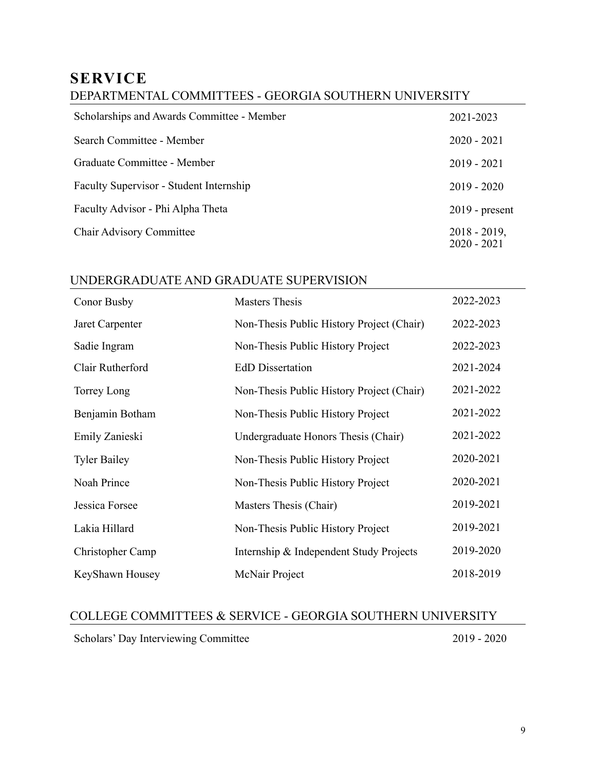# SERVICE

## DEPARTMENTAL COMMITTEES - GEORGIA SOUTHERN UNIVERSITY

| | |
|---|---|
| Scholarships and Awards Committee - Member | 2021-2023 |
| Search Committee - Member | 2020 - 2021 |
| Graduate Committee - Member | 2019 - 2021 |
| Faculty Supervisor - Student Internship | 2019 - 2020 |
| Faculty Advisor - Phi Alpha Theta | 2019 - present |
| Chair Advisory Committee | 2018 - 2019, 2020 - 2021 |

## UNDERGRADUATE AND GRADUATE SUPERVISION

| | | |
|---|---|---|
| Conor Busby | Masters Thesis | 2022-2023 |
| Jaret Carpenter | Non-Thesis Public History Project (Chair) | 2022-2023 |
| Sadie Ingram | Non-Thesis Public History Project | 2022-2023 |
| Clair Rutherford | EdD Dissertation | 2021-2024 |
| Torrey Long | Non-Thesis Public History Project (Chair) | 2021-2022 |
| Benjamin Botham | Non-Thesis Public History Project | 2021-2022 |
| Emily Zanieski | Undergraduate Honors Thesis (Chair) | 2021-2022 |
| Tyler Bailey | Non-Thesis Public History Project | 2020-2021 |
| Noah Prince | Non-Thesis Public History Project | 2020-2021 |
| Jessica Forsee | Masters Thesis (Chair) | 2019-2021 |
| Lakia Hillard | Non-Thesis Public History Project | 2019-2021 |
| Christopher Camp | Internship & Independent Study Projects | 2019-2020 |
| KeyShawn Housey | McNair Project | 2018-2019 |

## COLLEGE COMMITTEES & SERVICE - GEORGIA SOUTHERN UNIVERSITY

| | |
|---|---|
| Scholars' Day Interviewing Committee | 2019 - 2020 |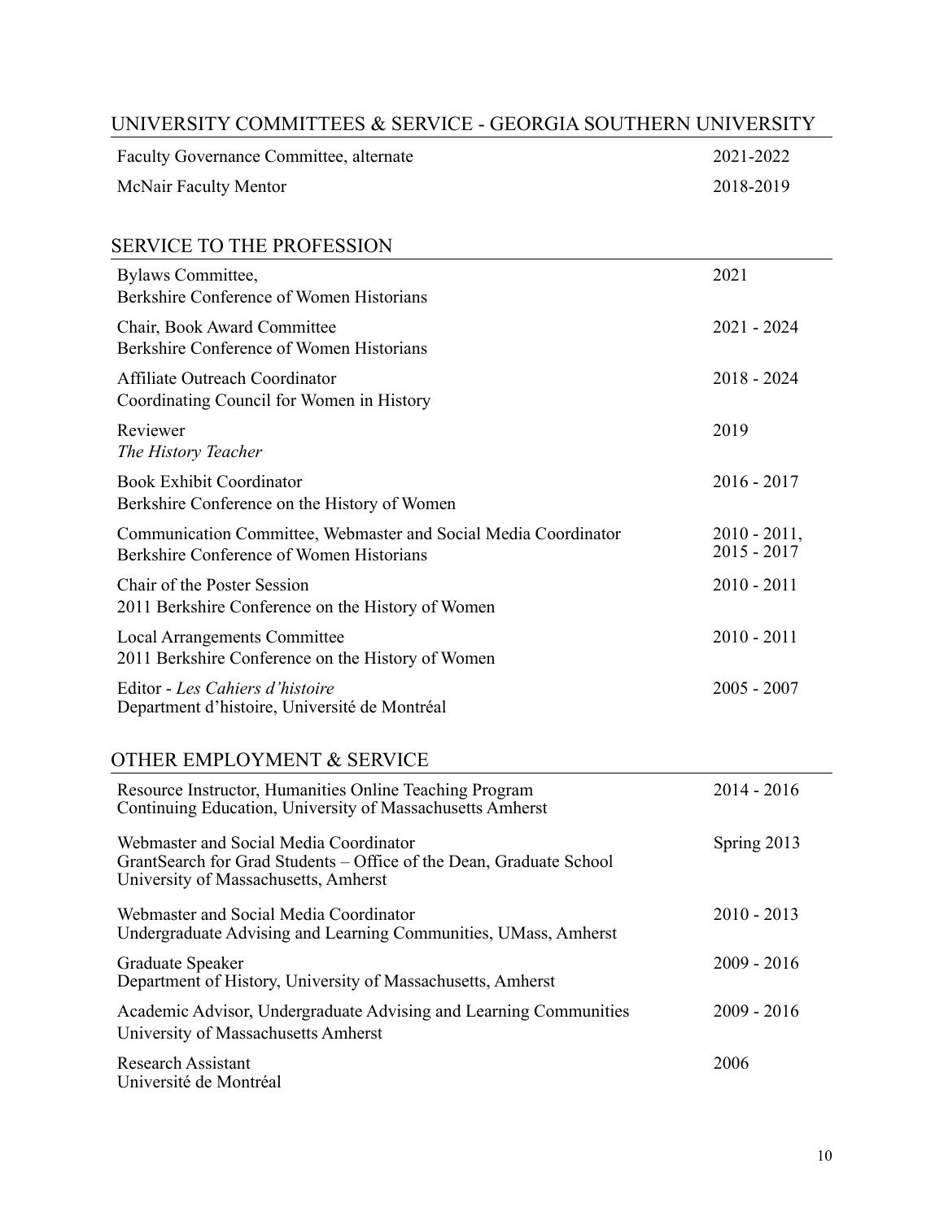## UNIVERSITY COMMITTEES & SERVICE - GEORGIA SOUTHERN UNIVERSITY

| | |
|---|---|
| Faculty Governance Committee, alternate | 2021-2022 |
| McNair Faculty Mentor | 2018-2019 |

## SERVICE TO THE PROFESSION

| | |
|---|---|
| Bylaws Committee,<br>Berkshire Conference of Women Historians | 2021 |
| Chair, Book Award Committee<br>Berkshire Conference of Women Historians | 2021 - 2024 |
| Affiliate Outreach Coordinator<br>Coordinating Council for Women in History | 2018 - 2024 |
| Reviewer<br>*The History Teacher* | 2019 |
| Book Exhibit Coordinator<br>Berkshire Conference on the History of Women | 2016 - 2017 |
| Communication Committee, Webmaster and Social Media Coordinator<br>Berkshire Conference of Women Historians | 2010 - 2011,<br>2015 - 2017 |
| Chair of the Poster Session<br>2011 Berkshire Conference on the History of Women | 2010 - 2011 |
| Local Arrangements Committee<br>2011 Berkshire Conference on the History of Women | 2010 - 2011 |
| Editor - *Les Cahiers d'histoire*<br>Department d'histoire, Université de Montréal | 2005 - 2007 |

## OTHER EMPLOYMENT & SERVICE

| | |
|---|---|
| Resource Instructor, Humanities Online Teaching Program<br>Continuing Education, University of Massachusetts Amherst | 2014 - 2016 |
| Webmaster and Social Media Coordinator<br>GrantSearch for Grad Students – Office of the Dean, Graduate School<br>University of Massachusetts, Amherst | Spring 2013 |
| Webmaster and Social Media Coordinator<br>Undergraduate Advising and Learning Communities, UMass, Amherst | 2010 - 2013 |
| Graduate Speaker<br>Department of History, University of Massachusetts, Amherst | 2009 - 2016 |
| Academic Advisor, Undergraduate Advising and Learning Communities<br>University of Massachusetts Amherst | 2009 - 2016 |
| Research Assistant<br>Université de Montréal | 2006 |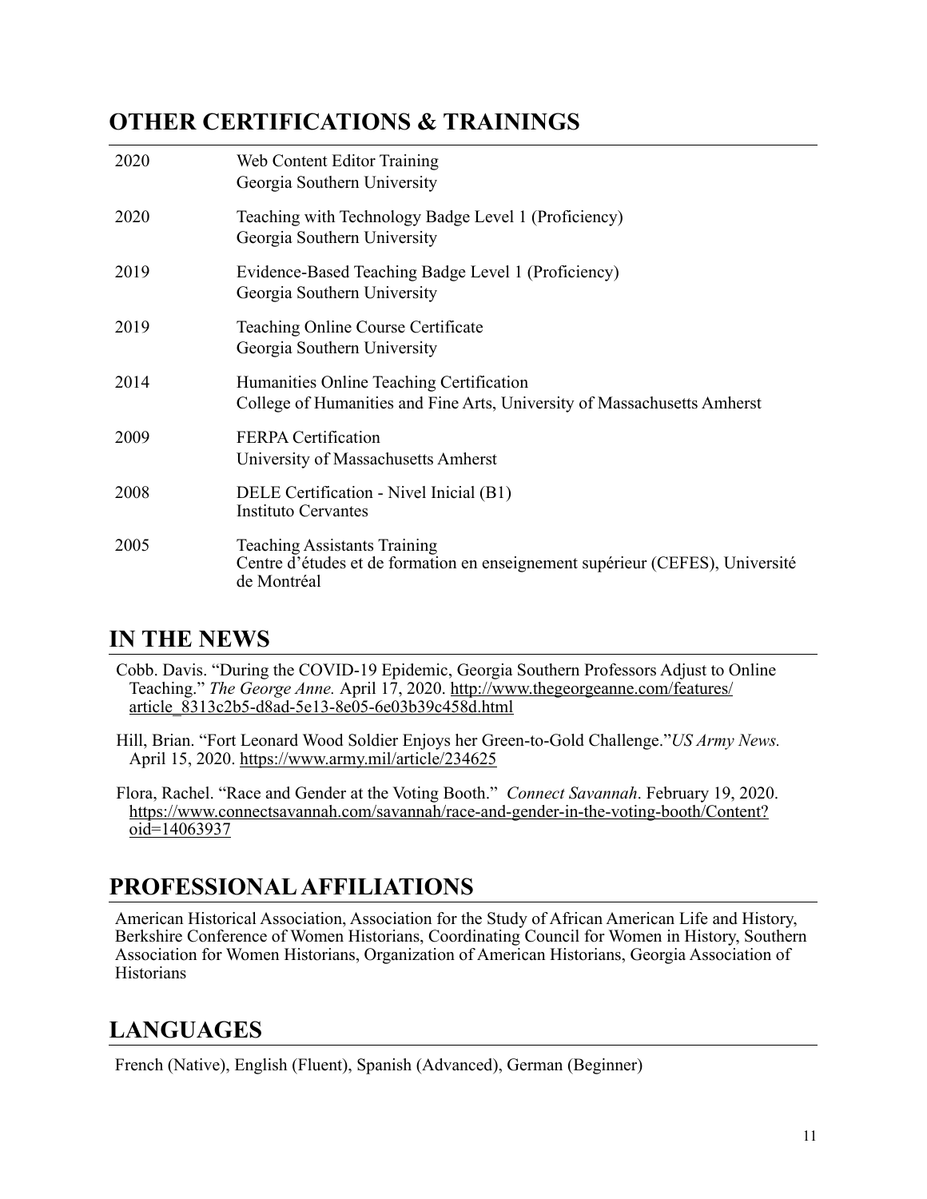## OTHER CERTIFICATIONS & TRAININGS

| | |
|---|---|
| 2020 | Web Content Editor Training<br>Georgia Southern University |
| 2020 | Teaching with Technology Badge Level 1 (Proficiency)<br>Georgia Southern University |
| 2019 | Evidence-Based Teaching Badge Level 1 (Proficiency)<br>Georgia Southern University |
| 2019 | Teaching Online Course Certificate<br>Georgia Southern University |
| 2014 | Humanities Online Teaching Certification<br>College of Humanities and Fine Arts, University of Massachusetts Amherst |
| 2009 | FERPA Certification<br>University of Massachusetts Amherst |
| 2008 | DELE Certification - Nivel Inicial (B1)<br>Instituto Cervantes |
| 2005 | Teaching Assistants Training<br>Centre d'études et de formation en enseignement supérieur (CEFES), Université de Montréal |

## IN THE NEWS

Cobb. Davis. "During the COVID-19 Epidemic, Georgia Southern Professors Adjust to Online Teaching." *The George Anne.* April 17, 2020. http://www.thegeorgeanne.com/features/article_8313c2b5-d8ad-5e13-8e05-6e03b39c458d.html

Hill, Brian. "Fort Leonard Wood Soldier Enjoys her Green-to-Gold Challenge."*US Army News.* April 15, 2020. https://www.army.mil/article/234625

Flora, Rachel. "Race and Gender at the Voting Booth." *Connect Savannah*. February 19, 2020. https://www.connectsavannah.com/savannah/race-and-gender-in-the-voting-booth/Content?oid=14063937

## PROFESSIONAL AFFILIATIONS

American Historical Association, Association for the Study of African American Life and History, Berkshire Conference of Women Historians, Coordinating Council for Women in History, Southern Association for Women Historians, Organization of American Historians, Georgia Association of Historians

## LANGUAGES

French (Native), English (Fluent), Spanish (Advanced), German (Beginner)